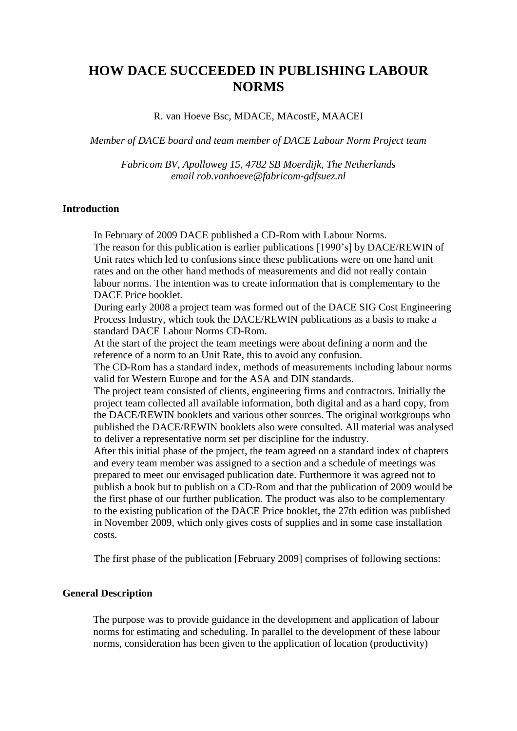# HOW DACE SUCCEEDED IN PUBLISHING LABOUR NORMS

R. van Hoeve Bsc, MDACE, MAcostE, MAACEI

*Member of DACE board and team member of DACE Labour Norm Project team*

*Fabricom BV, Apolloweg 15, 4782 SB Moerdijk, The Netherlands*
*email rob.vanhoeve@fabricom-gdfsuez.nl*

## Introduction

In February of 2009 DACE published a CD-Rom with Labour Norms.
The reason for this publication is earlier publications [1990's] by DACE/REWIN of Unit rates which led to confusions since these publications were on one hand unit rates and on the other hand methods of measurements and did not really contain labour norms. The intention was to create information that is complementary to the DACE Price booklet.
During early 2008 a project team was formed out of the DACE SIG Cost Engineering Process Industry, which took the DACE/REWIN publications as a basis to make a standard DACE Labour Norms CD-Rom.
At the start of the project the team meetings were about defining a norm and the reference of a norm to an Unit Rate, this to avoid any confusion.
The CD-Rom has a standard index, methods of measurements including labour norms valid for Western Europe and for the ASA and DIN standards.
The project team consisted of clients, engineering firms and contractors. Initially the project team collected all available information, both digital and as a hard copy, from the DACE/REWIN booklets and various other sources. The original workgroups who published the DACE/REWIN booklets also were consulted. All material was analysed to deliver a representative norm set per discipline for the industry.
After this initial phase of the project, the team agreed on a standard index of chapters and every team member was assigned to a section and a schedule of meetings was prepared to meet our envisaged publication date. Furthermore it was agreed not to publish a book but to publish on a CD-Rom and that the publication of 2009 would be the first phase of our further publication. The product was also to be complementary to the existing publication of the DACE Price booklet, the 27th edition was published in November 2009, which only gives costs of supplies and in some case installation costs.

The first phase of the publication [February 2009] comprises of following sections:

## General Description

The purpose was to provide guidance in the development and application of labour norms for estimating and scheduling. In parallel to the development of these labour norms, consideration has been given to the application of location (productivity)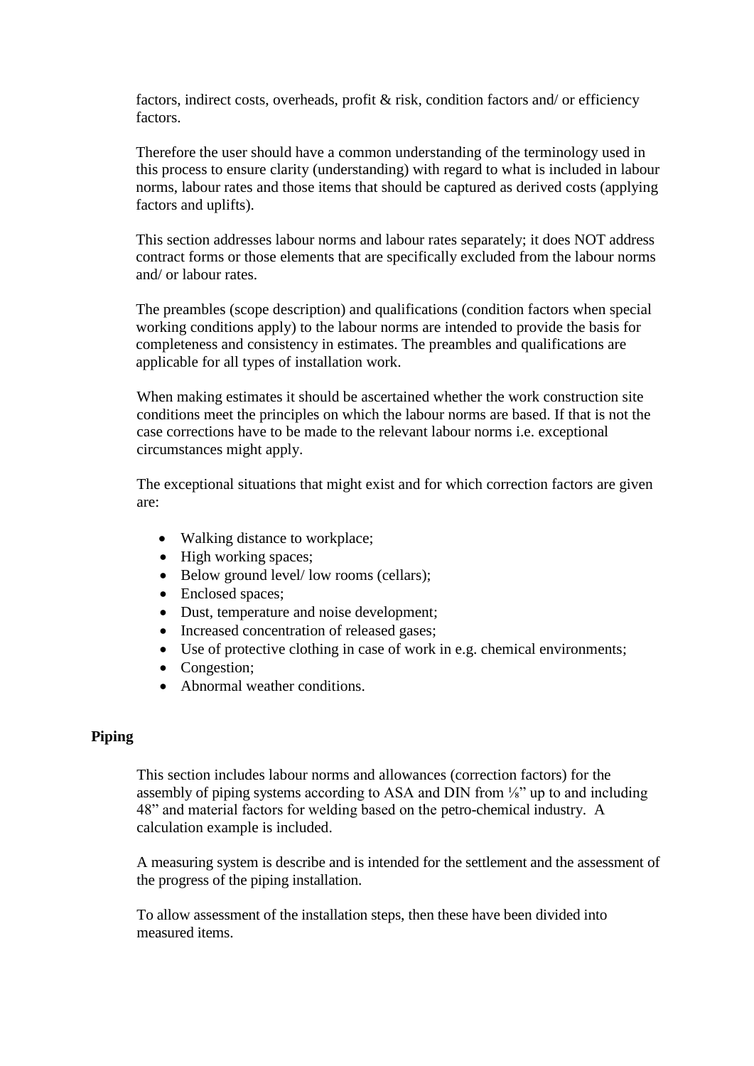factors, indirect costs, overheads, profit & risk, condition factors and/ or efficiency factors.

Therefore the user should have a common understanding of the terminology used in this process to ensure clarity (understanding) with regard to what is included in labour norms, labour rates and those items that should be captured as derived costs (applying factors and uplifts).

This section addresses labour norms and labour rates separately; it does NOT address contract forms or those elements that are specifically excluded from the labour norms and/ or labour rates.

The preambles (scope description) and qualifications (condition factors when special working conditions apply) to the labour norms are intended to provide the basis for completeness and consistency in estimates. The preambles and qualifications are applicable for all types of installation work.

When making estimates it should be ascertained whether the work construction site conditions meet the principles on which the labour norms are based. If that is not the case corrections have to be made to the relevant labour norms i.e. exceptional circumstances might apply.

The exceptional situations that might exist and for which correction factors are given are:

- Walking distance to workplace;
- High working spaces;
- Below ground level/ low rooms (cellars);
- Enclosed spaces;
- Dust, temperature and noise development;
- Increased concentration of released gases;
- Use of protective clothing in case of work in e.g. chemical environments;
- Congestion;
- Abnormal weather conditions.

**Piping**

This section includes labour norms and allowances (correction factors) for the assembly of piping systems according to ASA and DIN from ⅛" up to and including 48" and material factors for welding based on the petro-chemical industry. A calculation example is included.

A measuring system is describe and is intended for the settlement and the assessment of the progress of the piping installation.

To allow assessment of the installation steps, then these have been divided into measured items.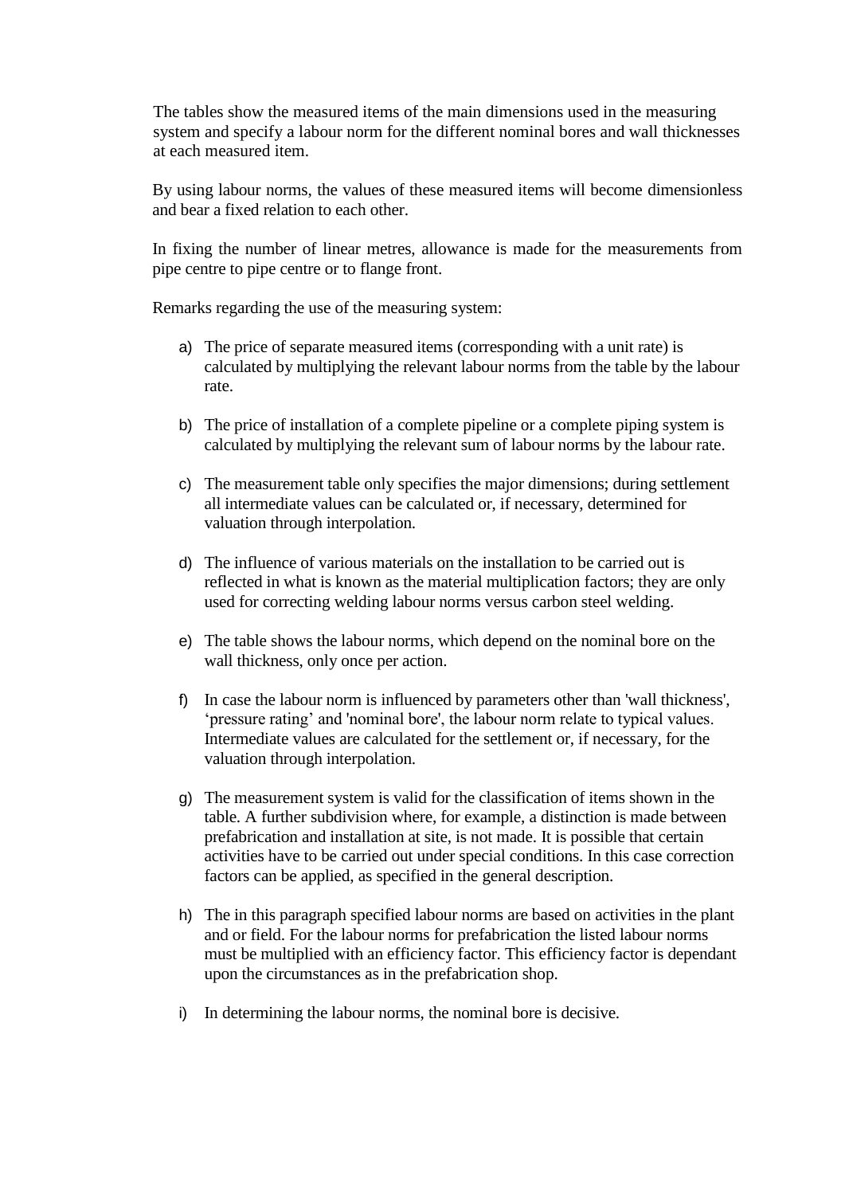The tables show the measured items of the main dimensions used in the measuring system and specify a labour norm for the different nominal bores and wall thicknesses at each measured item.

By using labour norms, the values of these measured items will become dimensionless and bear a fixed relation to each other.

In fixing the number of linear metres, allowance is made for the measurements from pipe centre to pipe centre or to flange front.

Remarks regarding the use of the measuring system:

a) The price of separate measured items (corresponding with a unit rate) is calculated by multiplying the relevant labour norms from the table by the labour rate.

b) The price of installation of a complete pipeline or a complete piping system is calculated by multiplying the relevant sum of labour norms by the labour rate.

c) The measurement table only specifies the major dimensions; during settlement all intermediate values can be calculated or, if necessary, determined for valuation through interpolation.

d) The influence of various materials on the installation to be carried out is reflected in what is known as the material multiplication factors; they are only used for correcting welding labour norms versus carbon steel welding.

e) The table shows the labour norms, which depend on the nominal bore on the wall thickness, only once per action.

f) In case the labour norm is influenced by parameters other than 'wall thickness', 'pressure rating' and 'nominal bore', the labour norm relate to typical values. Intermediate values are calculated for the settlement or, if necessary, for the valuation through interpolation.

g) The measurement system is valid for the classification of items shown in the table. A further subdivision where, for example, a distinction is made between prefabrication and installation at site, is not made. It is possible that certain activities have to be carried out under special conditions. In this case correction factors can be applied, as specified in the general description.

h) The in this paragraph specified labour norms are based on activities in the plant and or field. For the labour norms for prefabrication the listed labour norms must be multiplied with an efficiency factor. This efficiency factor is dependant upon the circumstances as in the prefabrication shop.

i) In determining the labour norms, the nominal bore is decisive.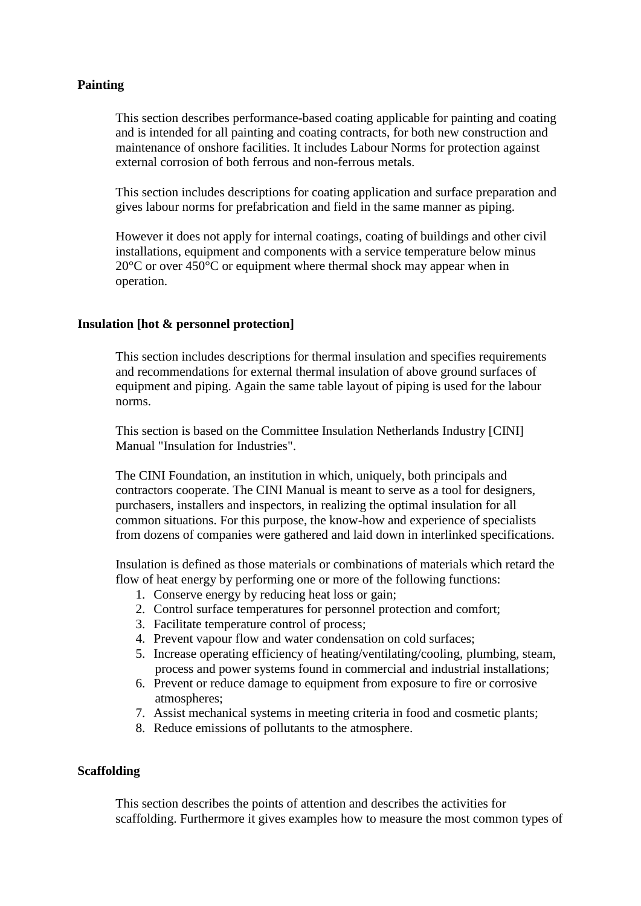**Painting**

This section describes performance-based coating applicable for painting and coating and is intended for all painting and coating contracts, for both new construction and maintenance of onshore facilities. It includes Labour Norms for protection against external corrosion of both ferrous and non-ferrous metals.

This section includes descriptions for coating application and surface preparation and gives labour norms for prefabrication and field in the same manner as piping.

However it does not apply for internal coatings, coating of buildings and other civil installations, equipment and components with a service temperature below minus 20°C or over 450°C or equipment where thermal shock may appear when in operation.

**Insulation [hot & personnel protection]**

This section includes descriptions for thermal insulation and specifies requirements and recommendations for external thermal insulation of above ground surfaces of equipment and piping. Again the same table layout of piping is used for the labour norms.

This section is based on the Committee Insulation Netherlands Industry [CINI] Manual "Insulation for Industries".

The CINI Foundation, an institution in which, uniquely, both principals and contractors cooperate. The CINI Manual is meant to serve as a tool for designers, purchasers, installers and inspectors, in realizing the optimal insulation for all common situations. For this purpose, the know-how and experience of specialists from dozens of companies were gathered and laid down in interlinked specifications.

Insulation is defined as those materials or combinations of materials which retard the flow of heat energy by performing one or more of the following functions:

1. Conserve energy by reducing heat loss or gain;
2. Control surface temperatures for personnel protection and comfort;
3. Facilitate temperature control of process;
4. Prevent vapour flow and water condensation on cold surfaces;
5. Increase operating efficiency of heating/ventilating/cooling, plumbing, steam, process and power systems found in commercial and industrial installations;
6. Prevent or reduce damage to equipment from exposure to fire or corrosive atmospheres;
7. Assist mechanical systems in meeting criteria in food and cosmetic plants;
8. Reduce emissions of pollutants to the atmosphere.

**Scaffolding**

This section describes the points of attention and describes the activities for scaffolding. Furthermore it gives examples how to measure the most common types of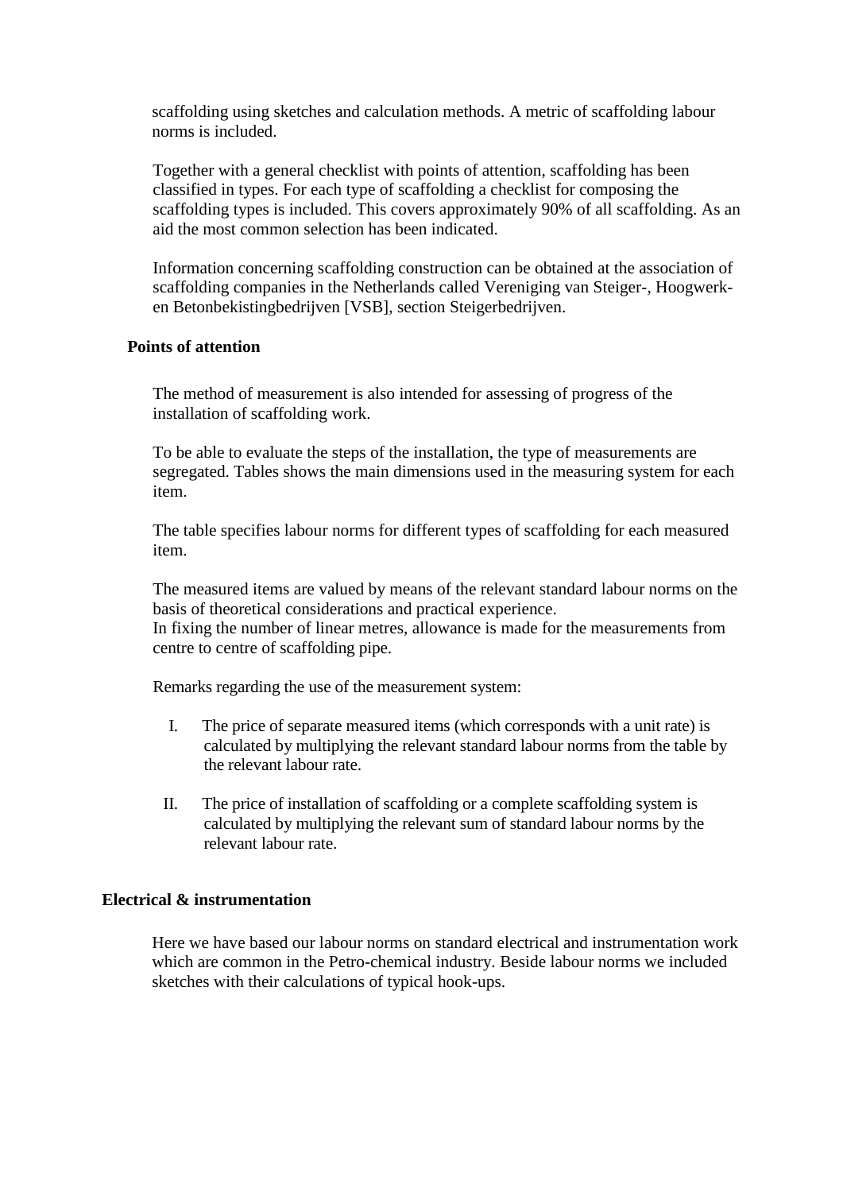scaffolding using sketches and calculation methods. A metric of scaffolding labour norms is included.

Together with a general checklist with points of attention, scaffolding has been classified in types. For each type of scaffolding a checklist for composing the scaffolding types is included. This covers approximately 90% of all scaffolding. As an aid the most common selection has been indicated.

Information concerning scaffolding construction can be obtained at the association of scaffolding companies in the Netherlands called Vereniging van Steiger-, Hoogwerk- en Betonbekistingbedrijven [VSB], section Steigerbedrijven.

### Points of attention

The method of measurement is also intended for assessing of progress of the installation of scaffolding work.

To be able to evaluate the steps of the installation, the type of measurements are segregated. Tables shows the main dimensions used in the measuring system for each item.

The table specifies labour norms for different types of scaffolding for each measured item.

The measured items are valued by means of the relevant standard labour norms on the basis of theoretical considerations and practical experience.
In fixing the number of linear metres, allowance is made for the measurements from centre to centre of scaffolding pipe.

Remarks regarding the use of the measurement system:

I. The price of separate measured items (which corresponds with a unit rate) is calculated by multiplying the relevant standard labour norms from the table by the relevant labour rate.

II. The price of installation of scaffolding or a complete scaffolding system is calculated by multiplying the relevant sum of standard labour norms by the relevant labour rate.

## Electrical & instrumentation

Here we have based our labour norms on standard electrical and instrumentation work which are common in the Petro-chemical industry. Beside labour norms we included sketches with their calculations of typical hook-ups.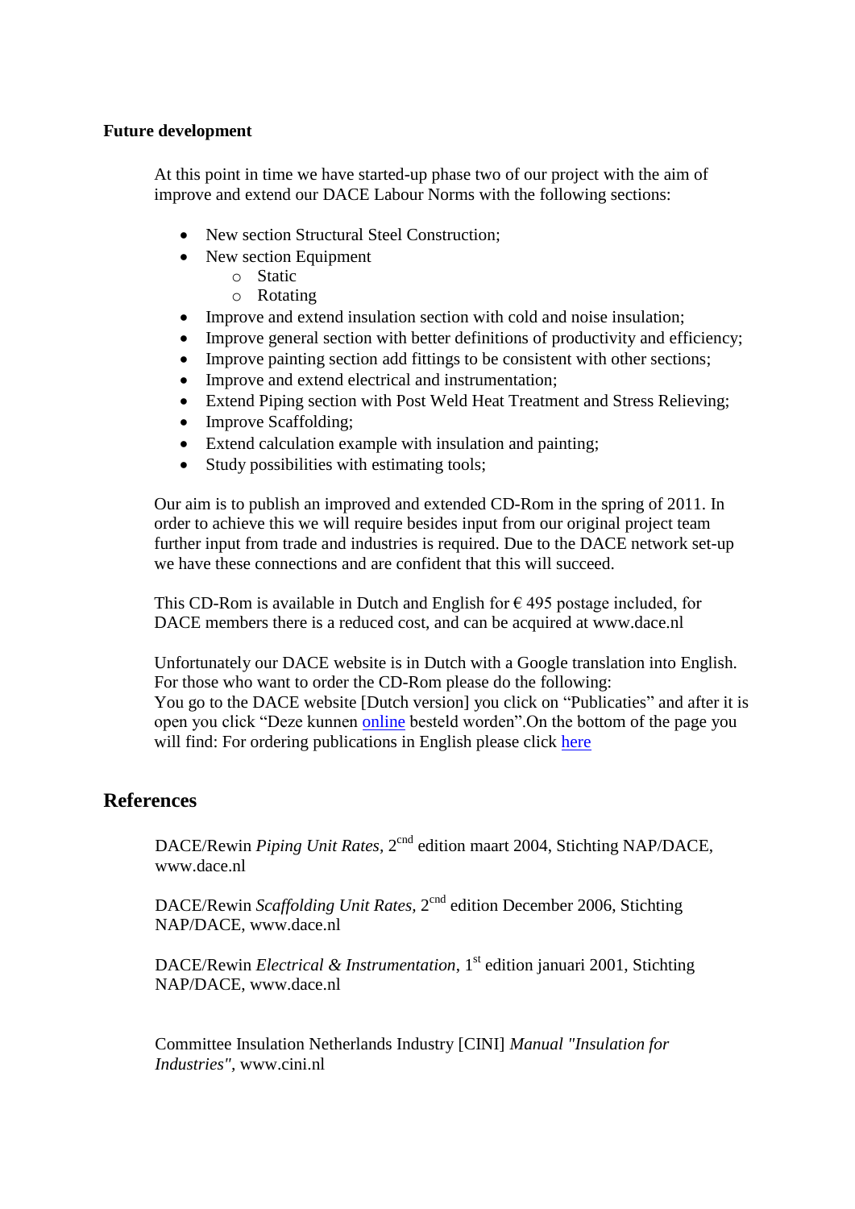**Future development**

At this point in time we have started-up phase two of our project with the aim of improve and extend our DACE Labour Norms with the following sections:

- New section Structural Steel Construction;
- New section Equipment
  - Static
  - Rotating
- Improve and extend insulation section with cold and noise insulation;
- Improve general section with better definitions of productivity and efficiency;
- Improve painting section add fittings to be consistent with other sections;
- Improve and extend electrical and instrumentation;
- Extend Piping section with Post Weld Heat Treatment and Stress Relieving;
- Improve Scaffolding;
- Extend calculation example with insulation and painting;
- Study possibilities with estimating tools;

Our aim is to publish an improved and extended CD-Rom in the spring of 2011. In order to achieve this we will require besides input from our original project team further input from trade and industries is required. Due to the DACE network set-up we have these connections and are confident that this will succeed.

This CD-Rom is available in Dutch and English for € 495 postage included, for DACE members there is a reduced cost, and can be acquired at www.dace.nl

Unfortunately our DACE website is in Dutch with a Google translation into English. For those who want to order the CD-Rom please do the following:
You go to the DACE website [Dutch version] you click on "Publicaties" and after it is open you click "Deze kunnen online besteld worden".On the bottom of the page you will find: For ordering publications in English please click here

## References

DACE/Rewin *Piping Unit Rates*, 2cnd edition maart 2004, Stichting NAP/DACE, www.dace.nl

DACE/Rewin *Scaffolding Unit Rates*, 2cnd edition December 2006, Stichting NAP/DACE, www.dace.nl

DACE/Rewin *Electrical & Instrumentation*, 1st edition januari 2001, Stichting NAP/DACE, www.dace.nl

Committee Insulation Netherlands Industry [CINI] *Manual "Insulation for Industries"*, www.cini.nl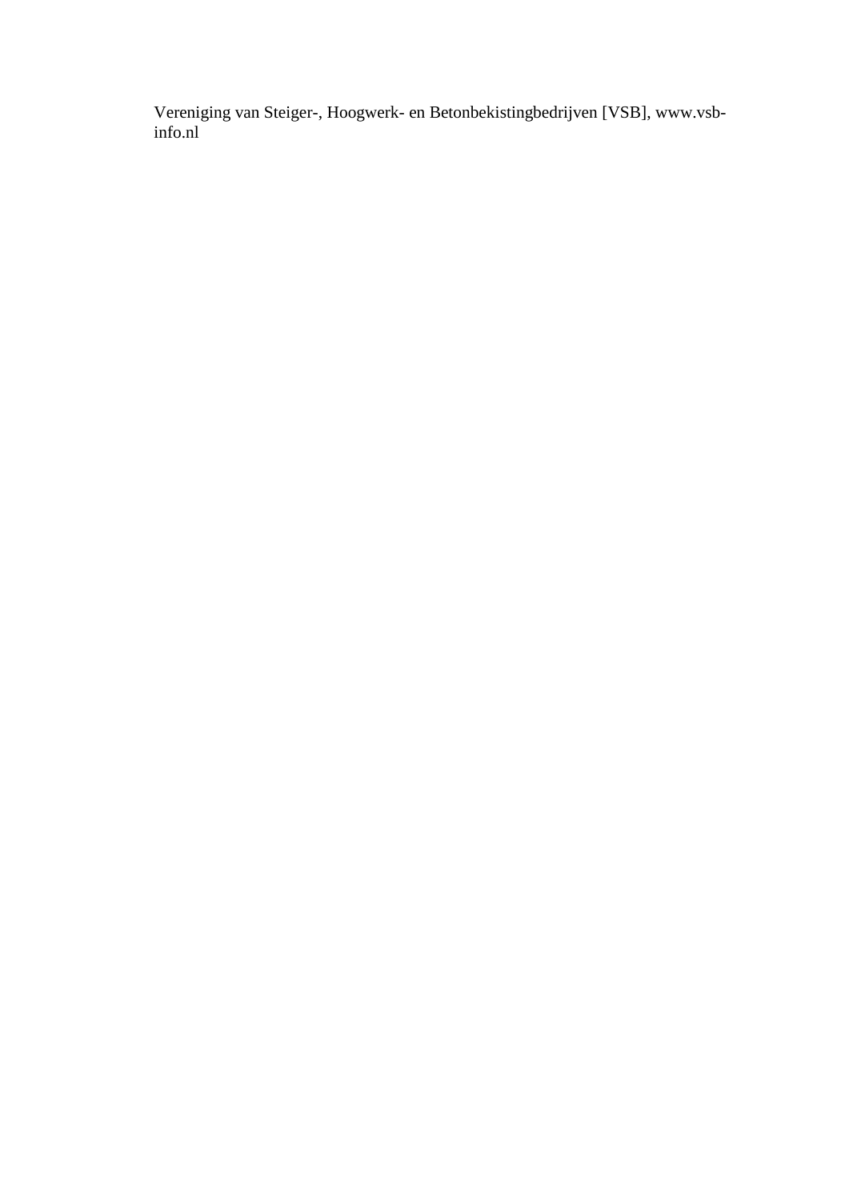Vereniging van Steiger-, Hoogwerk- en Betonbekistingbedrijven [VSB], www.vsb-info.nl